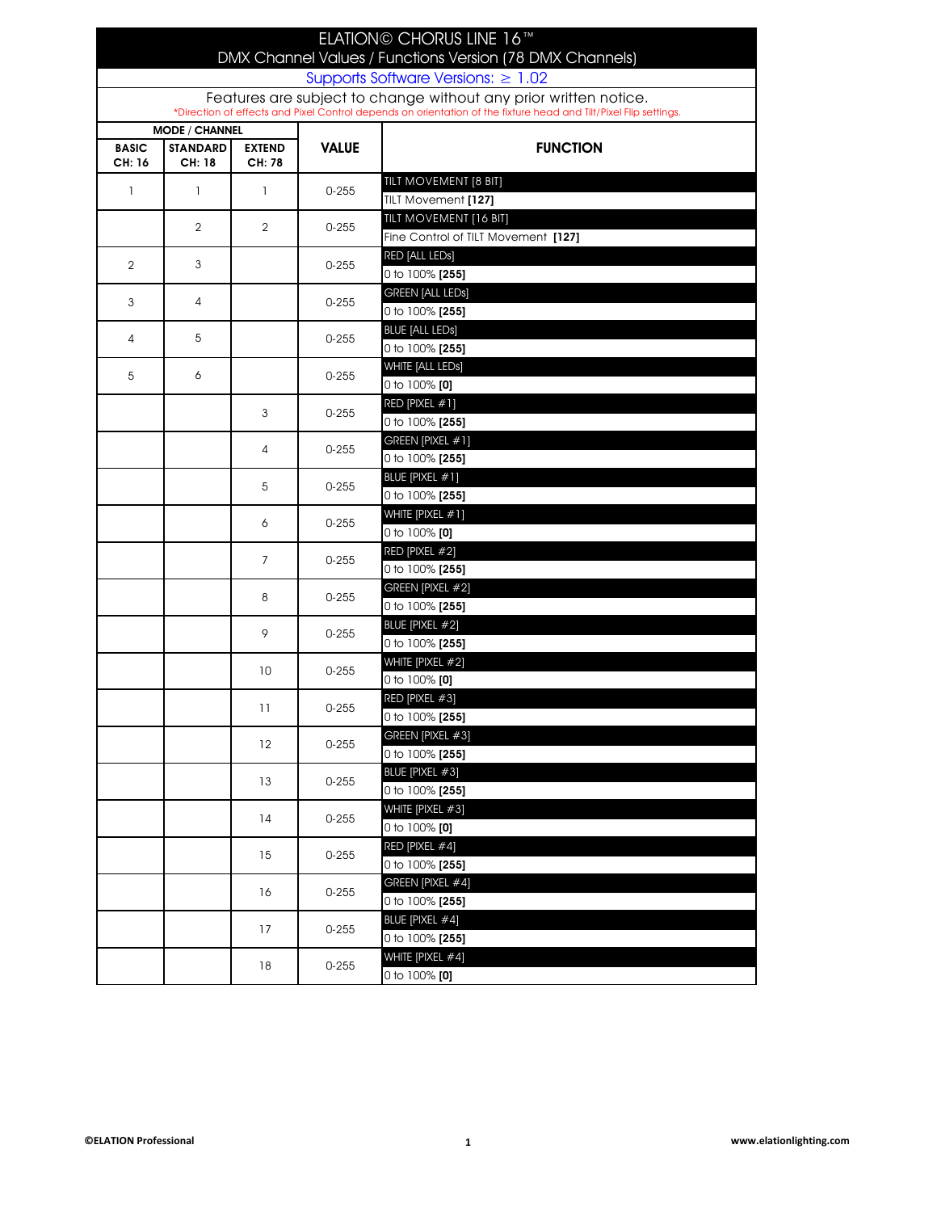# ELATION© CHORUS LINE 16™

## DMX Channel Values / Functions Version (78 DMX Channels)

Supports Software Versions: ≥ 1.02

Features are subject to change without any prior written notice.

*Direction of effects and Pixel Control depends on orientation of the fixture head and Tilt/Pixel Flip settings.

| MODE / CHANNEL | | | VALUE | FUNCTION |
|---|---|---|---|---|
| **BASIC CH: 16** | **STANDARD CH: 18** | **EXTEND CH: 78** | | |
| 1 | 1 | 1 | 0-255 | TILT MOVEMENT [8 BIT]<br>TILT Movement **[127]** |
| | 2 | 2 | 0-255 | TILT MOVEMENT [16 BIT]<br>Fine Control of TILT Movement **[127]** |
| 2 | 3 | | 0-255 | RED [ALL LEDs]<br>0 to 100% **[255]** |
| 3 | 4 | | 0-255 | GREEN [ALL LEDs]<br>0 to 100% **[255]** |
| 4 | 5 | | 0-255 | BLUE [ALL LEDs]<br>0 to 100% **[255]** |
| 5 | 6 | | 0-255 | WHITE [ALL LEDs]<br>0 to 100% **[0]** |
| | | 3 | 0-255 | RED [PIXEL #1]<br>0 to 100% **[255]** |
| | | 4 | 0-255 | GREEN [PIXEL #1]<br>0 to 100% **[255]** |
| | | 5 | 0-255 | BLUE [PIXEL #1]<br>0 to 100% **[255]** |
| | | 6 | 0-255 | WHITE [PIXEL #1]<br>0 to 100% **[0]** |
| | | 7 | 0-255 | RED [PIXEL #2]<br>0 to 100% **[255]** |
| | | 8 | 0-255 | GREEN [PIXEL #2]<br>0 to 100% **[255]** |
| | | 9 | 0-255 | BLUE [PIXEL #2]<br>0 to 100% **[255]** |
| | | 10 | 0-255 | WHITE [PIXEL #2]<br>0 to 100% **[0]** |
| | | 11 | 0-255 | RED [PIXEL #3]<br>0 to 100% **[255]** |
| | | 12 | 0-255 | GREEN [PIXEL #3]<br>0 to 100% **[255]** |
| | | 13 | 0-255 | BLUE [PIXEL #3]<br>0 to 100% **[255]** |
| | | 14 | 0-255 | WHITE [PIXEL #3]<br>0 to 100% **[0]** |
| | | 15 | 0-255 | RED [PIXEL #4]<br>0 to 100% **[255]** |
| | | 16 | 0-255 | GREEN [PIXEL #4]<br>0 to 100% **[255]** |
| | | 17 | 0-255 | BLUE [PIXEL #4]<br>0 to 100% **[255]** |
| | | 18 | 0-255 | WHITE [PIXEL #4]<br>0 to 100% **[0]** |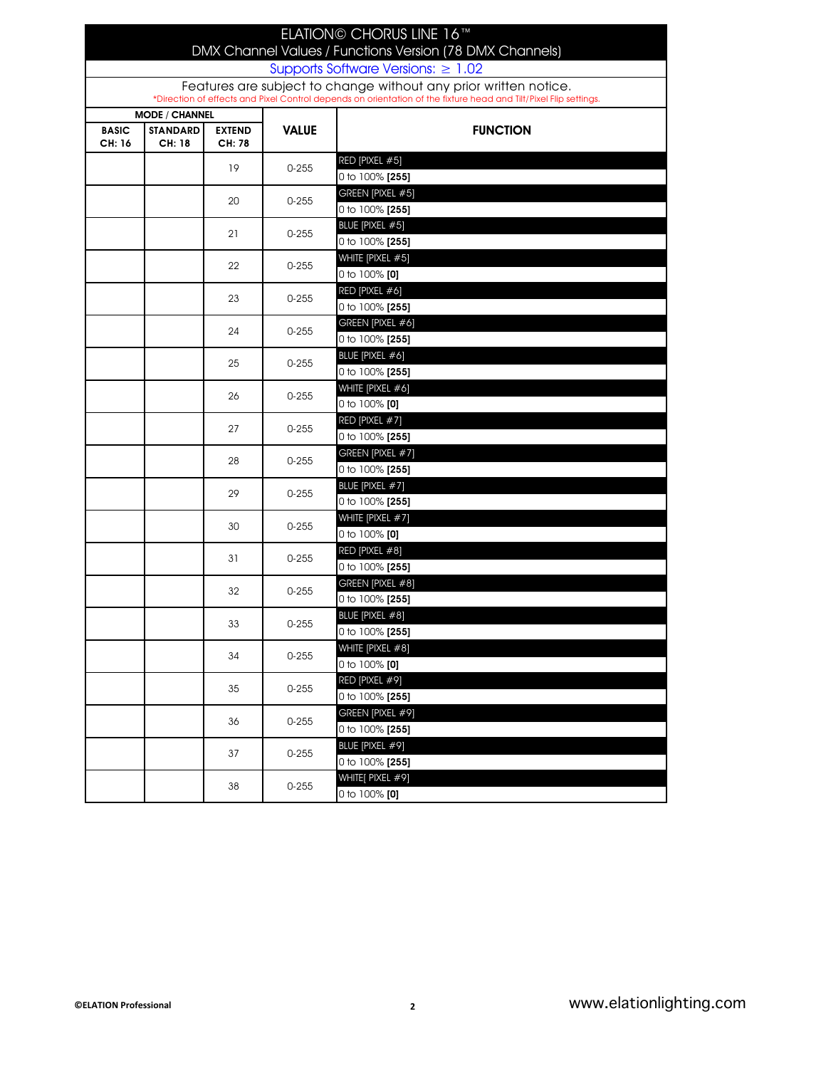# ELATION© CHORUS LINE 16™

DMX Channel Values / Functions Version (78 DMX Channels)

Supports Software Versions: ≥ 1.02

Features are subject to change without any prior written notice.

*Direction of effects and Pixel Control depends on orientation of the fixture head and Tilt/Pixel Flip settings.

| MODE / CHANNEL | | | VALUE | FUNCTION |
|---|---|---|---|---|
| BASIC CH: 16 | STANDARD CH: 18 | EXTEND CH: 78 | | |
| | | 19 | 0-255 | RED [PIXEL #5]<br>0 to 100% **[255]** |
| | | 20 | 0-255 | GREEN [PIXEL #5]<br>0 to 100% **[255]** |
| | | 21 | 0-255 | BLUE [PIXEL #5]<br>0 to 100% **[255]** |
| | | 22 | 0-255 | WHITE [PIXEL #5]<br>0 to 100% **[0]** |
| | | 23 | 0-255 | RED [PIXEL #6]<br>0 to 100% **[255]** |
| | | 24 | 0-255 | GREEN [PIXEL #6]<br>0 to 100% **[255]** |
| | | 25 | 0-255 | BLUE [PIXEL #6]<br>0 to 100% **[255]** |
| | | 26 | 0-255 | WHITE [PIXEL #6]<br>0 to 100% **[0]** |
| | | 27 | 0-255 | RED [PIXEL #7]<br>0 to 100% **[255]** |
| | | 28 | 0-255 | GREEN [PIXEL #7]<br>0 to 100% **[255]** |
| | | 29 | 0-255 | BLUE [PIXEL #7]<br>0 to 100% **[255]** |
| | | 30 | 0-255 | WHITE [PIXEL #7]<br>0 to 100% **[0]** |
| | | 31 | 0-255 | RED [PIXEL #8]<br>0 to 100% **[255]** |
| | | 32 | 0-255 | GREEN [PIXEL #8]<br>0 to 100% **[255]** |
| | | 33 | 0-255 | BLUE [PIXEL #8]<br>0 to 100% **[255]** |
| | | 34 | 0-255 | WHITE [PIXEL #8]<br>0 to 100% **[0]** |
| | | 35 | 0-255 | RED [PIXEL #9]<br>0 to 100% **[255]** |
| | | 36 | 0-255 | GREEN [PIXEL #9]<br>0 to 100% **[255]** |
| | | 37 | 0-255 | BLUE [PIXEL #9]<br>0 to 100% **[255]** |
| | | 38 | 0-255 | WHITE[ PIXEL #9]<br>0 to 100% **[0]** |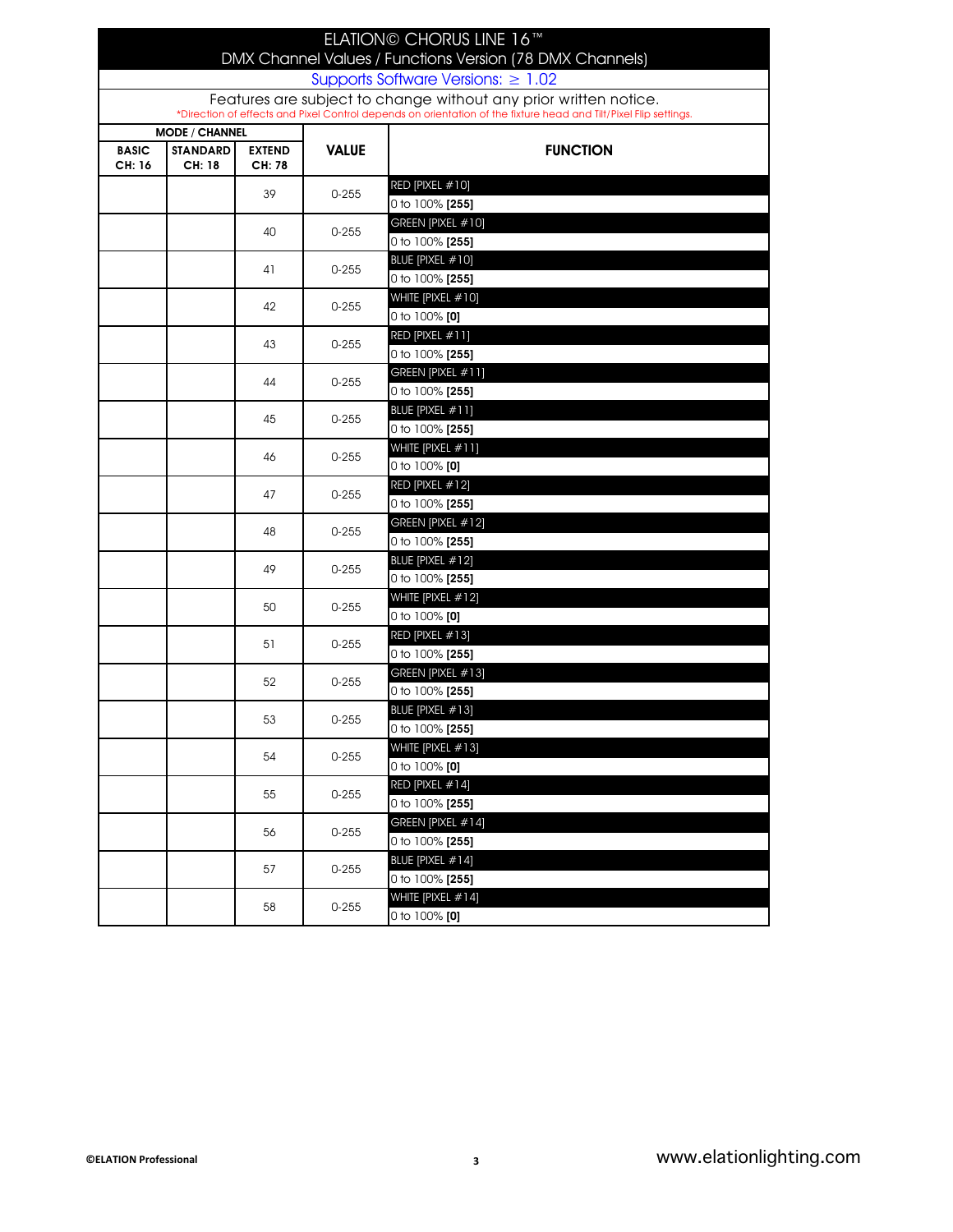# ELATION© CHORUS LINE 16™

## DMX Channel Values / Functions Version (78 DMX Channels)

Supports Software Versions: ≥ 1.02

Features are subject to change without any prior written notice.

*Direction of effects and Pixel Control depends on orientation of the fixture head and Tilt/Pixel Flip settings.

| MODE / CHANNEL | | | VALUE | FUNCTION |
|---|---|---|---|---|
| BASIC CH: 16 | STANDARD CH: 18 | EXTEND CH: 78 | | |
| | | 39 | 0-255 | RED [PIXEL #10]<br>0 to 100% **[255]** |
| | | 40 | 0-255 | GREEN [PIXEL #10]<br>0 to 100% **[255]** |
| | | 41 | 0-255 | BLUE [PIXEL #10]<br>0 to 100% **[255]** |
| | | 42 | 0-255 | WHITE [PIXEL #10]<br>0 to 100% **[0]** |
| | | 43 | 0-255 | RED [PIXEL #11]<br>0 to 100% **[255]** |
| | | 44 | 0-255 | GREEN [PIXEL #11]<br>0 to 100% **[255]** |
| | | 45 | 0-255 | BLUE [PIXEL #11]<br>0 to 100% **[255]** |
| | | 46 | 0-255 | WHITE [PIXEL #11]<br>0 to 100% **[0]** |
| | | 47 | 0-255 | RED [PIXEL #12]<br>0 to 100% **[255]** |
| | | 48 | 0-255 | GREEN [PIXEL #12]<br>0 to 100% **[255]** |
| | | 49 | 0-255 | BLUE [PIXEL #12]<br>0 to 100% **[255]** |
| | | 50 | 0-255 | WHITE [PIXEL #12]<br>0 to 100% **[0]** |
| | | 51 | 0-255 | RED [PIXEL #13]<br>0 to 100% **[255]** |
| | | 52 | 0-255 | GREEN [PIXEL #13]<br>0 to 100% **[255]** |
| | | 53 | 0-255 | BLUE [PIXEL #13]<br>0 to 100% **[255]** |
| | | 54 | 0-255 | WHITE [PIXEL #13]<br>0 to 100% **[0]** |
| | | 55 | 0-255 | RED [PIXEL #14]<br>0 to 100% **[255]** |
| | | 56 | 0-255 | GREEN [PIXEL #14]<br>0 to 100% **[255]** |
| | | 57 | 0-255 | BLUE [PIXEL #14]<br>0 to 100% **[255]** |
| | | 58 | 0-255 | WHITE [PIXEL #14]<br>0 to 100% **[0]** |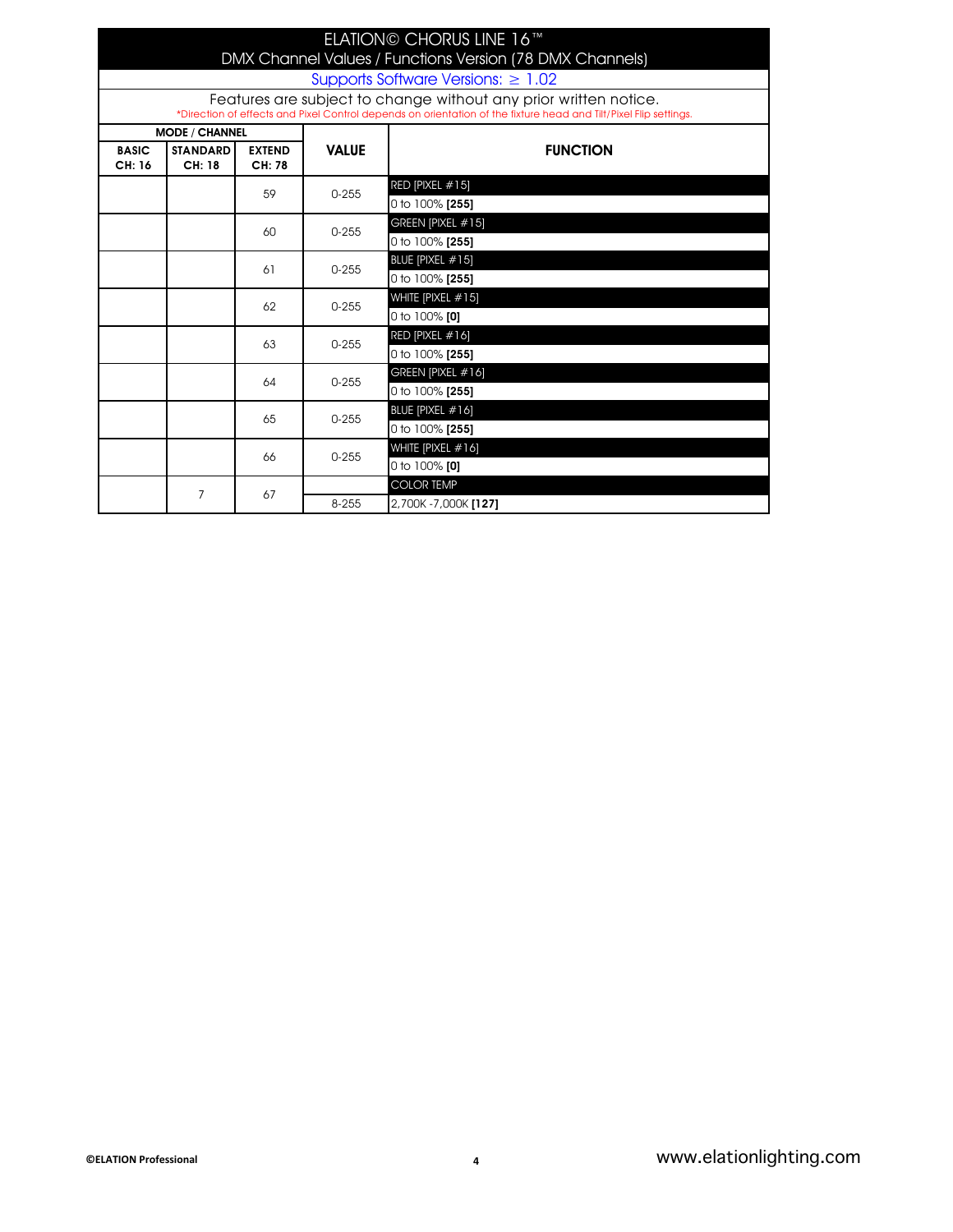# ELATION© CHORUS LINE 16™

DMX Channel Values / Functions Version (78 DMX Channels)

Supports Software Versions: ≥ 1.02

Features are subject to change without any prior written notice.

*Direction of effects and Pixel Control depends on orientation of the fixture head and Tilt/Pixel Flip settings.

| MODE / CHANNEL | | | VALUE | FUNCTION |
|---|---|---|---|---|
| BASIC CH: 16 | STANDARD CH: 18 | EXTEND CH: 78 | | |
| | | 59 | | RED [PIXEL #15] |
| | | | 0-255 | 0 to 100% **[255]** |
| | | 60 | | GREEN [PIXEL #15] |
| | | | 0-255 | 0 to 100% **[255]** |
| | | 61 | | BLUE [PIXEL #15] |
| | | | 0-255 | 0 to 100% **[255]** |
| | | 62 | | WHITE [PIXEL #15] |
| | | | 0-255 | 0 to 100% **[0]** |
| | | 63 | | RED [PIXEL #16] |
| | | | 0-255 | 0 to 100% **[255]** |
| | | 64 | | GREEN [PIXEL #16] |
| | | | 0-255 | 0 to 100% **[255]** |
| | | 65 | | BLUE [PIXEL #16] |
| | | | 0-255 | 0 to 100% **[255]** |
| | | 66 | | WHITE [PIXEL #16] |
| | | | 0-255 | 0 to 100% **[0]** |
| | 7 | 67 | | COLOR TEMP |
| | | | 8-255 | 2,700K -7,000K **[127]** |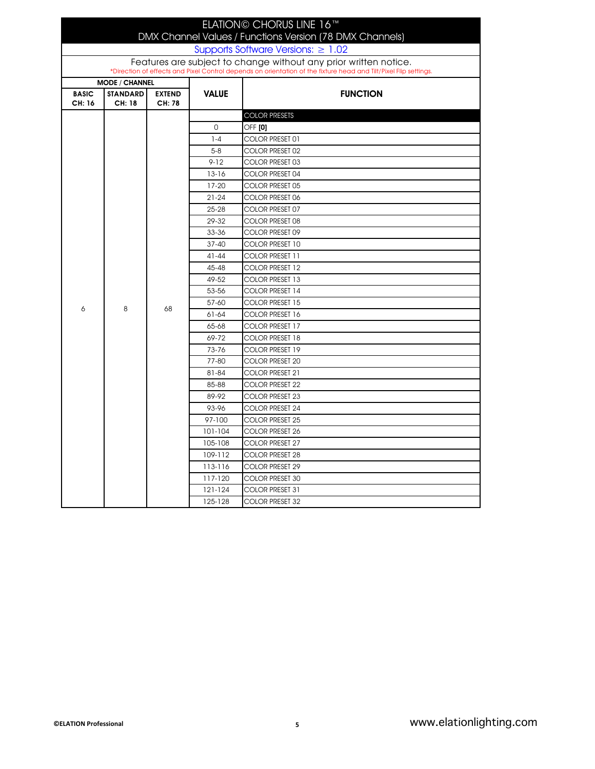# ELATION© CHORUS LINE 16™

## DMX Channel Values / Functions Version (78 DMX Channels)

Supports Software Versions: ≥ 1.02

Features are subject to change without any prior written notice.

*Direction of effects and Pixel Control depends on orientation of the fixture head and Tilt/Pixel Flip settings.

| MODE / CHANNEL | | | VALUE | FUNCTION |
|---|---|---|---|---|
| BASIC CH: 16 | STANDARD CH: 18 | EXTEND CH: 78 | | |
| 6 | 8 | 68 | | COLOR PRESETS |
| | | | 0 | OFF **[0]** |
| | | | 1-4 | COLOR PRESET 01 |
| | | | 5-8 | COLOR PRESET 02 |
| | | | 9-12 | COLOR PRESET 03 |
| | | | 13-16 | COLOR PRESET 04 |
| | | | 17-20 | COLOR PRESET 05 |
| | | | 21-24 | COLOR PRESET 06 |
| | | | 25-28 | COLOR PRESET 07 |
| | | | 29-32 | COLOR PRESET 08 |
| | | | 33-36 | COLOR PRESET 09 |
| | | | 37-40 | COLOR PRESET 10 |
| | | | 41-44 | COLOR PRESET 11 |
| | | | 45-48 | COLOR PRESET 12 |
| | | | 49-52 | COLOR PRESET 13 |
| | | | 53-56 | COLOR PRESET 14 |
| | | | 57-60 | COLOR PRESET 15 |
| | | | 61-64 | COLOR PRESET 16 |
| | | | 65-68 | COLOR PRESET 17 |
| | | | 69-72 | COLOR PRESET 18 |
| | | | 73-76 | COLOR PRESET 19 |
| | | | 77-80 | COLOR PRESET 20 |
| | | | 81-84 | COLOR PRESET 21 |
| | | | 85-88 | COLOR PRESET 22 |
| | | | 89-92 | COLOR PRESET 23 |
| | | | 93-96 | COLOR PRESET 24 |
| | | | 97-100 | COLOR PRESET 25 |
| | | | 101-104 | COLOR PRESET 26 |
| | | | 105-108 | COLOR PRESET 27 |
| | | | 109-112 | COLOR PRESET 28 |
| | | | 113-116 | COLOR PRESET 29 |
| | | | 117-120 | COLOR PRESET 30 |
| | | | 121-124 | COLOR PRESET 31 |
| | | | 125-128 | COLOR PRESET 32 |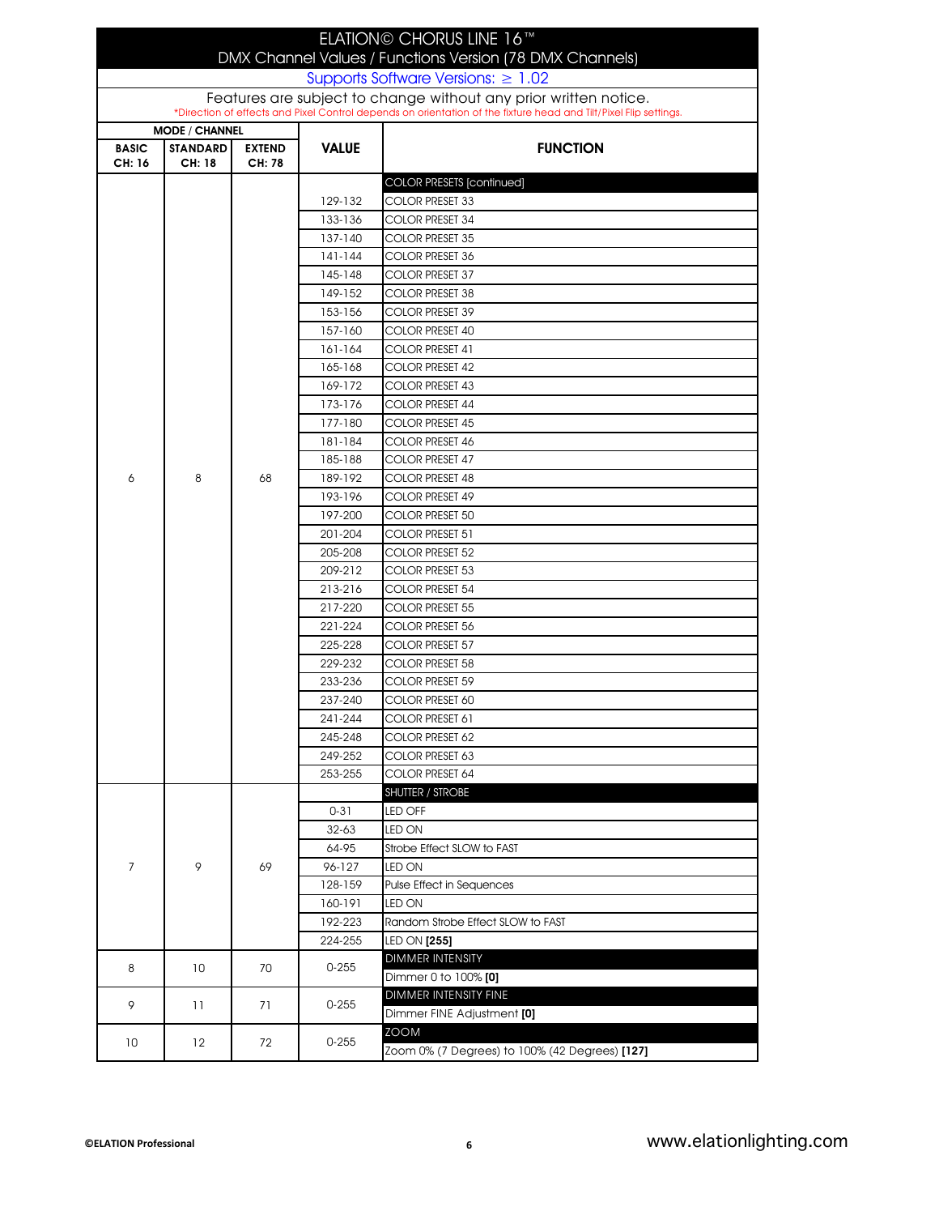# ELATION© CHORUS LINE 16™

## DMX Channel Values / Functions Version (78 DMX Channels)

Supports Software Versions: ≥ 1.02

Features are subject to change without any prior written notice.

*Direction of effects and Pixel Control depends on orientation of the fixture head and Tilt/Pixel Flip settings.

| MODE / CHANNEL | | | VALUE | FUNCTION |
|---|---|---|---|---|
| BASIC CH: 16 | STANDARD CH: 18 | EXTEND CH: 78 | | |
| 6 | 8 | 68 | | COLOR PRESETS [continued] |
| | | | 129-132 | COLOR PRESET 33 |
| | | | 133-136 | COLOR PRESET 34 |
| | | | 137-140 | COLOR PRESET 35 |
| | | | 141-144 | COLOR PRESET 36 |
| | | | 145-148 | COLOR PRESET 37 |
| | | | 149-152 | COLOR PRESET 38 |
| | | | 153-156 | COLOR PRESET 39 |
| | | | 157-160 | COLOR PRESET 40 |
| | | | 161-164 | COLOR PRESET 41 |
| | | | 165-168 | COLOR PRESET 42 |
| | | | 169-172 | COLOR PRESET 43 |
| | | | 173-176 | COLOR PRESET 44 |
| | | | 177-180 | COLOR PRESET 45 |
| | | | 181-184 | COLOR PRESET 46 |
| | | | 185-188 | COLOR PRESET 47 |
| | | | 189-192 | COLOR PRESET 48 |
| | | | 193-196 | COLOR PRESET 49 |
| | | | 197-200 | COLOR PRESET 50 |
| | | | 201-204 | COLOR PRESET 51 |
| | | | 205-208 | COLOR PRESET 52 |
| | | | 209-212 | COLOR PRESET 53 |
| | | | 213-216 | COLOR PRESET 54 |
| | | | 217-220 | COLOR PRESET 55 |
| | | | 221-224 | COLOR PRESET 56 |
| | | | 225-228 | COLOR PRESET 57 |
| | | | 229-232 | COLOR PRESET 58 |
| | | | 233-236 | COLOR PRESET 59 |
| | | | 237-240 | COLOR PRESET 60 |
| | | | 241-244 | COLOR PRESET 61 |
| | | | 245-248 | COLOR PRESET 62 |
| | | | 249-252 | COLOR PRESET 63 |
| | | | 253-255 | COLOR PRESET 64 |
| 7 | 9 | 69 | | SHUTTER / STROBE |
| | | | 0-31 | LED OFF |
| | | | 32-63 | LED ON |
| | | | 64-95 | Strobe Effect SLOW to FAST |
| | | | 96-127 | LED ON |
| | | | 128-159 | Pulse Effect in Sequences |
| | | | 160-191 | LED ON |
| | | | 192-223 | Random Strobe Effect SLOW to FAST |
| | | | 224-255 | LED ON **[255]** |
| 8 | 10 | 70 | 0-255 | DIMMER INTENSITY |
| | | | | Dimmer 0 to 100% **[0]** |
| 9 | 11 | 71 | 0-255 | DIMMER INTENSITY FINE |
| | | | | Dimmer FINE Adjustment **[0]** |
| 10 | 12 | 72 | 0-255 | ZOOM |
| | | | | Zoom 0% (7 Degrees) to 100% (42 Degrees) **[127]** |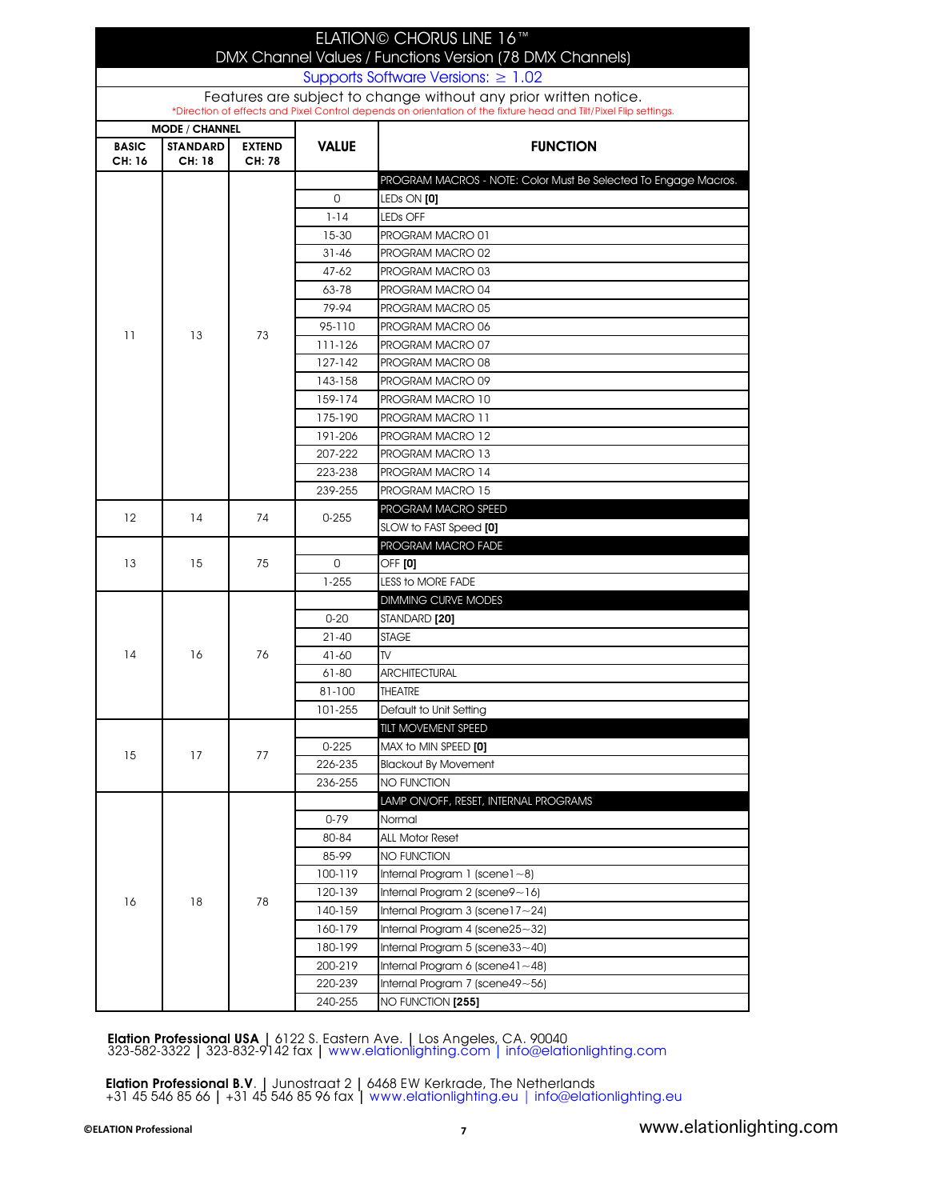# ELATION© CHORUS LINE 16™

## DMX Channel Values / Functions Version (78 DMX Channels)

Supports Software Versions: ≥ 1.02

Features are subject to change without any prior written notice.

*Direction of effects and Pixel Control depends on orientation of the fixture head and Tilt/Pixel Flip settings.

| MODE / CHANNEL | | | VALUE | FUNCTION |
|---|---|---|---|---|
| BASIC CH: 16 | STANDARD CH: 18 | EXTEND CH: 78 | | |
| 11 | 13 | 73 | | PROGRAM MACROS - NOTE: Color Must Be Selected To Engage Macros. |
| | | | 0 | LEDs ON **[0]** |
| | | | 1-14 | LEDs OFF |
| | | | 15-30 | PROGRAM MACRO 01 |
| | | | 31-46 | PROGRAM MACRO 02 |
| | | | 47-62 | PROGRAM MACRO 03 |
| | | | 63-78 | PROGRAM MACRO 04 |
| | | | 79-94 | PROGRAM MACRO 05 |
| | | | 95-110 | PROGRAM MACRO 06 |
| | | | 111-126 | PROGRAM MACRO 07 |
| | | | 127-142 | PROGRAM MACRO 08 |
| | | | 143-158 | PROGRAM MACRO 09 |
| | | | 159-174 | PROGRAM MACRO 10 |
| | | | 175-190 | PROGRAM MACRO 11 |
| | | | 191-206 | PROGRAM MACRO 12 |
| | | | 207-222 | PROGRAM MACRO 13 |
| | | | 223-238 | PROGRAM MACRO 14 |
| | | | 239-255 | PROGRAM MACRO 15 |
| 12 | 14 | 74 | | PROGRAM MACRO SPEED |
| | | | 0-255 | SLOW to FAST Speed **[0]** |
| 13 | 15 | 75 | | PROGRAM MACRO FADE |
| | | | 0 | OFF **[0]** |
| | | | 1-255 | LESS to MORE FADE |
| 14 | 16 | 76 | | DIMMING CURVE MODES |
| | | | 0-20 | STANDARD **[20]** |
| | | | 21-40 | STAGE |
| | | | 41-60 | TV |
| | | | 61-80 | ARCHITECTURAL |
| | | | 81-100 | THEATRE |
| | | | 101-255 | Default to Unit Setting |
| 15 | 17 | 77 | | TILT MOVEMENT SPEED |
| | | | 0-225 | MAX to MIN SPEED **[0]** |
| | | | 226-235 | Blackout By Movement |
| | | | 236-255 | NO FUNCTION |
| 16 | 18 | 78 | | LAMP ON/OFF, RESET, INTERNAL PROGRAMS |
| | | | 0-79 | Normal |
| | | | 80-84 | ALL Motor Reset |
| | | | 85-99 | NO FUNCTION |
| | | | 100-119 | Internal Program 1 (scene1~8) |
| | | | 120-139 | Internal Program 2 (scene9~16) |
| | | | 140-159 | Internal Program 3 (scene17~24) |
| | | | 160-179 | Internal Program 4 (scene25~32) |
| | | | 180-199 | Internal Program 5 (scene33~40) |
| | | | 200-219 | Internal Program 6 (scene41~48) |
| | | | 220-239 | Internal Program 7 (scene49~56) |
| | | | 240-255 | NO FUNCTION **[255]** |

**Elation Professional USA** | 6122 S. Eastern Ave. | Los Angeles, CA. 90040
323-582-3322 | 323-832-9142 fax | www.elationlighting.com | info@elationlighting.com

**Elation Professional B.V.** | Junostraat 2 | 6468 EW Kerkrade, The Netherlands
+31 45 546 85 66 | +31 45 546 85 96 fax | www.elationlighting.eu | info@elationlighting.eu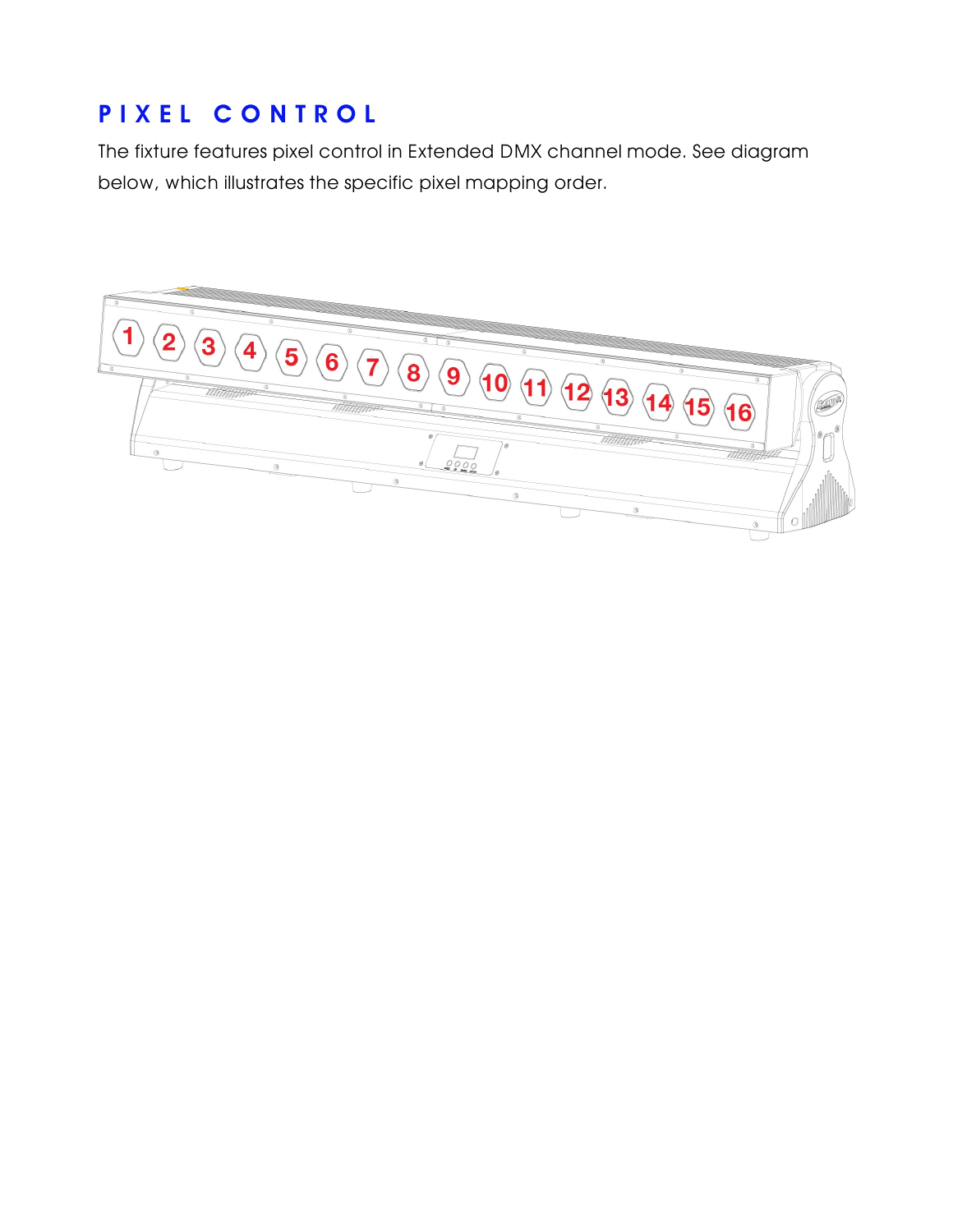## PIXEL CONTROL

The fixture features pixel control in Extended DMX channel mode. See diagram below, which illustrates the specific pixel mapping order.

1 2 3 4 5 6 7 8 9 10 11 12 13 14 15 16